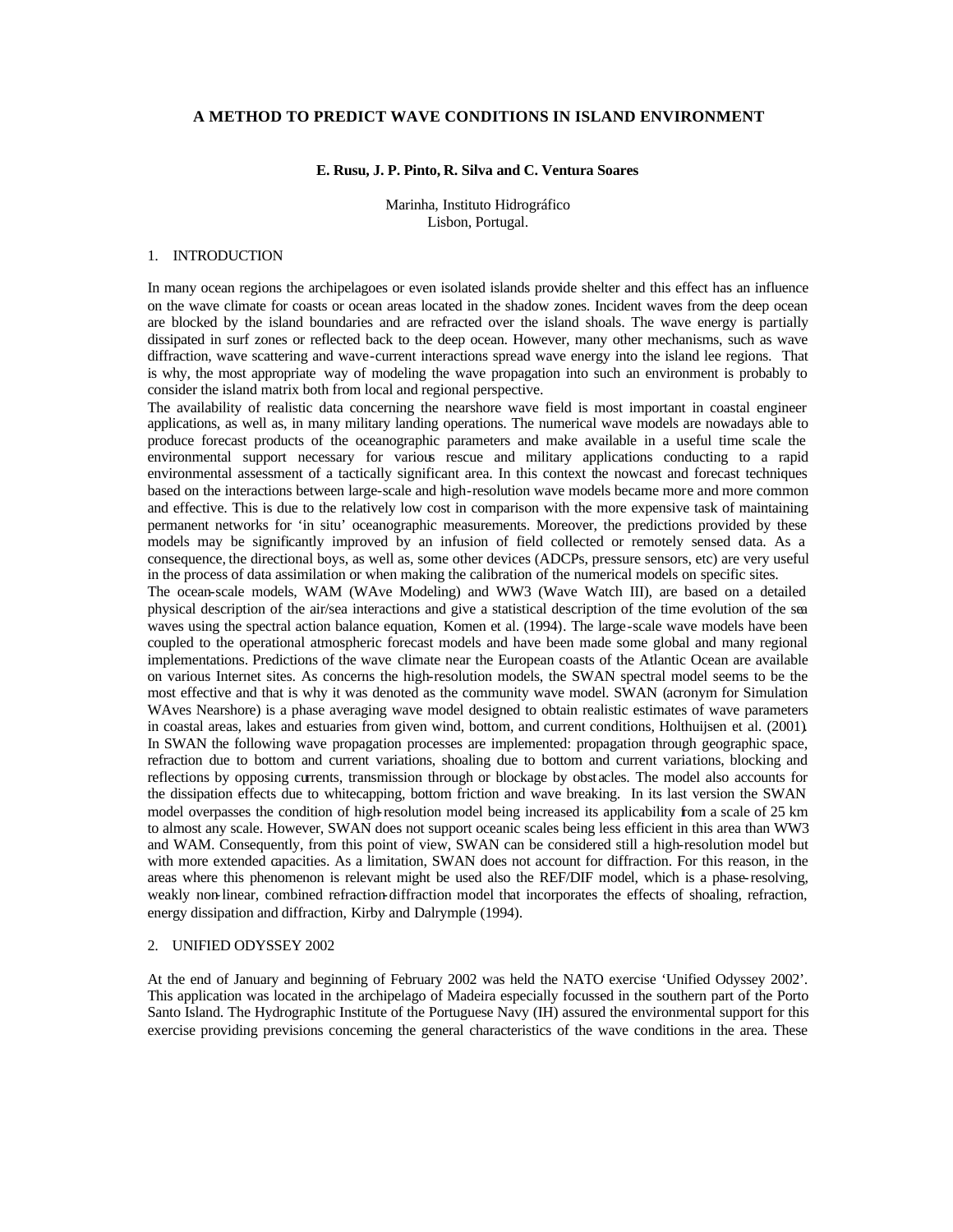# A METHOD TO PREDICT WAVE CONDITIONS IN ISLAND ENVIRONMENT

**E. Rusu, J. P. Pinto, R. Silva and C. Ventura Soares**

Marinha, Instituto Hidrográfico
Lisbon, Portugal.

## 1. INTRODUCTION

In many ocean regions the archipelagoes or even isolated islands provide shelter and this effect has an influence on the wave climate for coasts or ocean areas located in the shadow zones. Incident waves from the deep ocean are blocked by the island boundaries and are refracted over the island shoals. The wave energy is partially dissipated in surf zones or reflected back to the deep ocean. However, many other mechanisms, such as wave diffraction, wave scattering and wave-current interactions spread wave energy into the island lee regions. That is why, the most appropriate way of modeling the wave propagation into such an environment is probably to consider the island matrix both from local and regional perspective.

The availability of realistic data concerning the nearshore wave field is most important in coastal engineer applications, as well as, in many military landing operations. The numerical wave models are nowadays able to produce forecast products of the oceanographic parameters and make available in a useful time scale the environmental support necessary for various rescue and military applications conducting to a rapid environmental assessment of a tactically significant area. In this context the nowcast and forecast techniques based on the interactions between large-scale and high-resolution wave models became more and more common and effective. This is due to the relatively low cost in comparison with the more expensive task of maintaining permanent networks for 'in situ' oceanographic measurements. Moreover, the predictions provided by these models may be significantly improved by an infusion of field collected or remotely sensed data. As a consequence, the directional boys, as well as, some other devices (ADCPs, pressure sensors, etc) are very useful in the process of data assimilation or when making the calibration of the numerical models on specific sites.

The ocean-scale models, WAM (WAve Modeling) and WW3 (Wave Watch III), are based on a detailed physical description of the air/sea interactions and give a statistical description of the time evolution of the sea waves using the spectral action balance equation, Komen et al. (1994). The large-scale wave models have been coupled to the operational atmospheric forecast models and have been made some global and many regional implementations. Predictions of the wave climate near the European coasts of the Atlantic Ocean are available on various Internet sites. As concerns the high-resolution models, the SWAN spectral model seems to be the most effective and that is why it was denoted as the community wave model. SWAN (acronym for Simulation WAves Nearshore) is a phase averaging wave model designed to obtain realistic estimates of wave parameters in coastal areas, lakes and estuaries from given wind, bottom, and current conditions, Holthuijsen et al. (2001). In SWAN the following wave propagation processes are implemented: propagation through geographic space, refraction due to bottom and current variations, shoaling due to bottom and current variations, blocking and reflections by opposing currents, transmission through or blockage by obstacles. The model also accounts for the dissipation effects due to whitecapping, bottom friction and wave breaking. In its last version the SWAN model overpasses the condition of high-resolution model being increased its applicability from a scale of 25 km to almost any scale. However, SWAN does not support oceanic scales being less efficient in this area than WW3 and WAM. Consequently, from this point of view, SWAN can be considered still a high-resolution model but with more extended capacities. As a limitation, SWAN does not account for diffraction. For this reason, in the areas where this phenomenon is relevant might be used also the REF/DIF model, which is a phase-resolving, weakly non-linear, combined refraction-diffraction model that incorporates the effects of shoaling, refraction, energy dissipation and diffraction, Kirby and Dalrymple (1994).

## 2. UNIFIED ODYSSEY 2002

At the end of January and beginning of February 2002 was held the NATO exercise 'Unified Odyssey 2002'. This application was located in the archipelago of Madeira especially focussed in the southern part of the Porto Santo Island. The Hydrographic Institute of the Portuguese Navy (IH) assured the environmental support for this exercise providing previsions concerning the general characteristics of the wave conditions in the area. These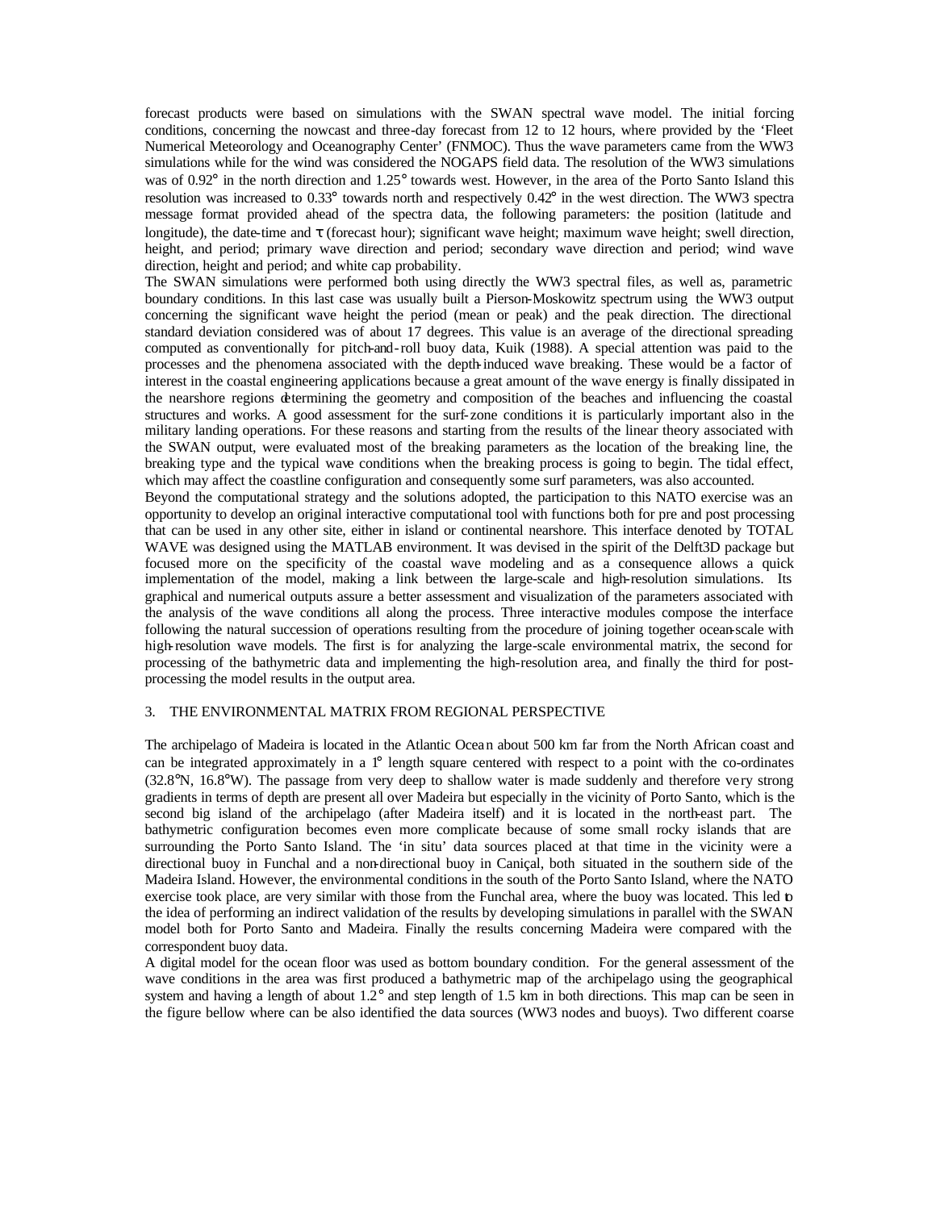forecast products were based on simulations with the SWAN spectral wave model. The initial forcing conditions, concerning the nowcast and three-day forecast from 12 to 12 hours, where provided by the 'Fleet Numerical Meteorology and Oceanography Center' (FNMOC). Thus the wave parameters came from the WW3 simulations while for the wind was considered the NOGAPS field data. The resolution of the WW3 simulations was of 0.92° in the north direction and 1.25° towards west. However, in the area of the Porto Santo Island this resolution was increased to 0.33° towards north and respectively 0.42° in the west direction. The WW3 spectra message format provided ahead of the spectra data, the following parameters: the position (latitude and longitude), the date-time and $\tau$ (forecast hour); significant wave height; maximum wave height; swell direction, height, and period; primary wave direction and period; secondary wave direction and period; wind wave direction, height and period; and white cap probability.

The SWAN simulations were performed both using directly the WW3 spectral files, as well as, parametric boundary conditions. In this last case was usually built a Pierson-Moskowitz spectrum using the WW3 output concerning the significant wave height the period (mean or peak) and the peak direction. The directional standard deviation considered was of about 17 degrees. This value is an average of the directional spreading computed as conventionally for pitch-and-roll buoy data, Kuik (1988). A special attention was paid to the processes and the phenomena associated with the depth-induced wave breaking. These would be a factor of interest in the coastal engineering applications because a great amount of the wave energy is finally dissipated in the nearshore regions determining the geometry and composition of the beaches and influencing the coastal structures and works. A good assessment for the surf-zone conditions it is particularly important also in the military landing operations. For these reasons and starting from the results of the linear theory associated with the SWAN output, were evaluated most of the breaking parameters as the location of the breaking line, the breaking type and the typical wave conditions when the breaking process is going to begin. The tidal effect, which may affect the coastline configuration and consequently some surf parameters, was also accounted.

Beyond the computational strategy and the solutions adopted, the participation to this NATO exercise was an opportunity to develop an original interactive computational tool with functions both for pre and post processing that can be used in any other site, either in island or continental nearshore. This interface denoted by TOTAL WAVE was designed using the MATLAB environment. It was devised in the spirit of the Delft3D package but focused more on the specificity of the coastal wave modeling and as a consequence allows a quick implementation of the model, making a link between the large-scale and high-resolution simulations. Its graphical and numerical outputs assure a better assessment and visualization of the parameters associated with the analysis of the wave conditions all along the process. Three interactive modules compose the interface following the natural succession of operations resulting from the procedure of joining together ocean-scale with high-resolution wave models. The first is for analyzing the large-scale environmental matrix, the second for processing of the bathymetric data and implementing the high-resolution area, and finally the third for post-processing the model results in the output area.

## 3. THE ENVIRONMENTAL MATRIX FROM REGIONAL PERSPECTIVE

The archipelago of Madeira is located in the Atlantic Ocean about 500 km far from the North African coast and can be integrated approximately in a 1° length square centered with respect to a point with the co-ordinates (32.8°N, 16.8°W). The passage from very deep to shallow water is made suddenly and therefore very strong gradients in terms of depth are present all over Madeira but especially in the vicinity of Porto Santo, which is the second big island of the archipelago (after Madeira itself) and it is located in the north-east part. The bathymetric configuration becomes even more complicate because of some small rocky islands that are surrounding the Porto Santo Island. The 'in situ' data sources placed at that time in the vicinity were a directional buoy in Funchal and a non-directional buoy in Caniçal, both situated in the southern side of the Madeira Island. However, the environmental conditions in the south of the Porto Santo Island, where the NATO exercise took place, are very similar with those from the Funchal area, where the buoy was located. This led to the idea of performing an indirect validation of the results by developing simulations in parallel with the SWAN model both for Porto Santo and Madeira. Finally the results concerning Madeira were compared with the correspondent buoy data.

A digital model for the ocean floor was used as bottom boundary condition. For the general assessment of the wave conditions in the area was first produced a bathymetric map of the archipelago using the geographical system and having a length of about 1.2° and step length of 1.5 km in both directions. This map can be seen in the figure bellow where can be also identified the data sources (WW3 nodes and buoys). Two different coarse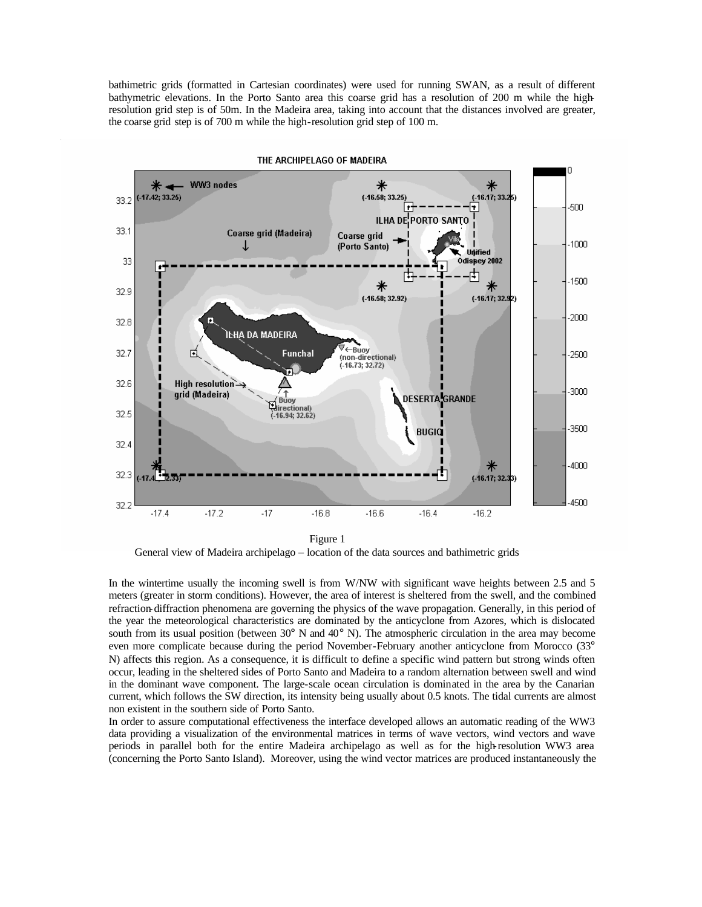bathimetric grids (formatted in Cartesian coordinates) were used for running SWAN, as a result of different bathymetric elevations. In the Porto Santo area this coarse grid has a resolution of 200 m while the high-resolution grid step is of 50m. In the Madeira area, taking into account that the distances involved are greater, the coarse grid step is of 700 m while the high-resolution grid step of 100 m.

Figure 1
General view of Madeira archipelago – location of the data sources and bathimetric grids

In the wintertime usually the incoming swell is from W/NW with significant wave heights between 2.5 and 5 meters (greater in storm conditions). However, the area of interest is sheltered from the swell, and the combined refraction-diffraction phenomena are governing the physics of the wave propagation. Generally, in this period of the year the meteorological characteristics are dominated by the anticyclone from Azores, which is dislocated south from its usual position (between 30° N and 40° N). The atmospheric circulation in the area may become even more complicate because during the period November-February another anticyclone from Morocco (33° N) affects this region. As a consequence, it is difficult to define a specific wind pattern but strong winds often occur, leading in the sheltered sides of Porto Santo and Madeira to a random alternation between swell and wind in the dominant wave component. The large-scale ocean circulation is dominated in the area by the Canarian current, which follows the SW direction, its intensity being usually about 0.5 knots. The tidal currents are almost non existent in the southern side of Porto Santo.

In order to assure computational effectiveness the interface developed allows an automatic reading of the WW3 data providing a visualization of the environmental matrices in terms of wave vectors, wind vectors and wave periods in parallel both for the entire Madeira archipelago as well as for the high-resolution WW3 area (concerning the Porto Santo Island). Moreover, using the wind vector matrices are produced instantaneously the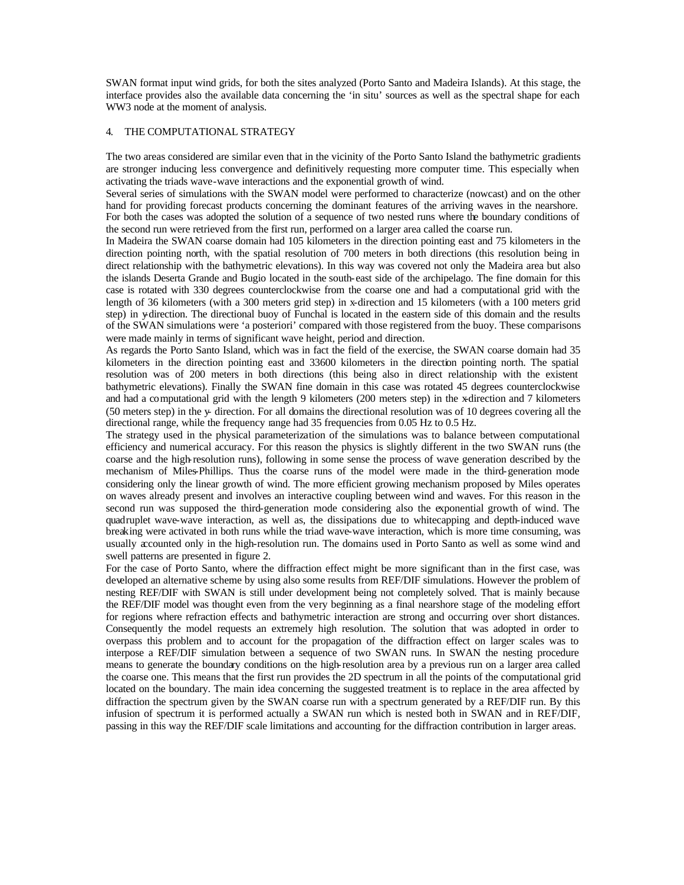SWAN format input wind grids, for both the sites analyzed (Porto Santo and Madeira Islands). At this stage, the interface provides also the available data concerning the 'in situ' sources as well as the spectral shape for each WW3 node at the moment of analysis.

## 4. THE COMPUTATIONAL STRATEGY

The two areas considered are similar even that in the vicinity of the Porto Santo Island the bathymetric gradients are stronger inducing less convergence and definitively requesting more computer time. This especially when activating the triads wave-wave interactions and the exponential growth of wind.

Several series of simulations with the SWAN model were performed to characterize (nowcast) and on the other hand for providing forecast products concerning the dominant features of the arriving waves in the nearshore. For both the cases was adopted the solution of a sequence of two nested runs where the boundary conditions of the second run were retrieved from the first run, performed on a larger area called the coarse run.

In Madeira the SWAN coarse domain had 105 kilometers in the direction pointing east and 75 kilometers in the direction pointing north, with the spatial resolution of 700 meters in both directions (this resolution being in direct relationship with the bathymetric elevations). In this way was covered not only the Madeira area but also the islands Deserta Grande and Bugio located in the south-east side of the archipelago. The fine domain for this case is rotated with 330 degrees counterclockwise from the coarse one and had a computational grid with the length of 36 kilometers (with a 300 meters grid step) in x-direction and 15 kilometers (with a 100 meters grid step) in y-direction. The directional buoy of Funchal is located in the eastern side of this domain and the results of the SWAN simulations were 'a posteriori' compared with those registered from the buoy. These comparisons were made mainly in terms of significant wave height, period and direction.

As regards the Porto Santo Island, which was in fact the field of the exercise, the SWAN coarse domain had 35 kilometers in the direction pointing east and 33600 kilometers in the direction pointing north. The spatial resolution was of 200 meters in both directions (this being also in direct relationship with the existent bathymetric elevations). Finally the SWAN fine domain in this case was rotated 45 degrees counterclockwise and had a computational grid with the length 9 kilometers (200 meters step) in the x-direction and 7 kilometers (50 meters step) in the y- direction. For all domains the directional resolution was of 10 degrees covering all the directional range, while the frequency range had 35 frequencies from 0.05 Hz to 0.5 Hz.

The strategy used in the physical parameterization of the simulations was to balance between computational efficiency and numerical accuracy. For this reason the physics is slightly different in the two SWAN runs (the coarse and the high-resolution runs), following in some sense the process of wave generation described by the mechanism of Miles-Phillips. Thus the coarse runs of the model were made in the third-generation mode considering only the linear growth of wind. The more efficient growing mechanism proposed by Miles operates on waves already present and involves an interactive coupling between wind and waves. For this reason in the second run was supposed the third-generation mode considering also the exponential growth of wind. The quadruplet wave-wave interaction, as well as, the dissipations due to whitecapping and depth-induced wave breaking were activated in both runs while the triad wave-wave interaction, which is more time consuming, was usually accounted only in the high-resolution run. The domains used in Porto Santo as well as some wind and swell patterns are presented in figure 2.

For the case of Porto Santo, where the diffraction effect might be more significant than in the first case, was developed an alternative scheme by using also some results from REF/DIF simulations. However the problem of nesting REF/DIF with SWAN is still under development being not completely solved. That is mainly because the REF/DIF model was thought even from the very beginning as a final nearshore stage of the modeling effort for regions where refraction effects and bathymetric interaction are strong and occurring over short distances. Consequently the model requests an extremely high resolution. The solution that was adopted in order to overpass this problem and to account for the propagation of the diffraction effect on larger scales was to interpose a REF/DIF simulation between a sequence of two SWAN runs. In SWAN the nesting procedure means to generate the boundary conditions on the high-resolution area by a previous run on a larger area called the coarse one. This means that the first run provides the 2D spectrum in all the points of the computational grid located on the boundary. The main idea concerning the suggested treatment is to replace in the area affected by diffraction the spectrum given by the SWAN coarse run with a spectrum generated by a REF/DIF run. By this infusion of spectrum it is performed actually a SWAN run which is nested both in SWAN and in REF/DIF, passing in this way the REF/DIF scale limitations and accounting for the diffraction contribution in larger areas.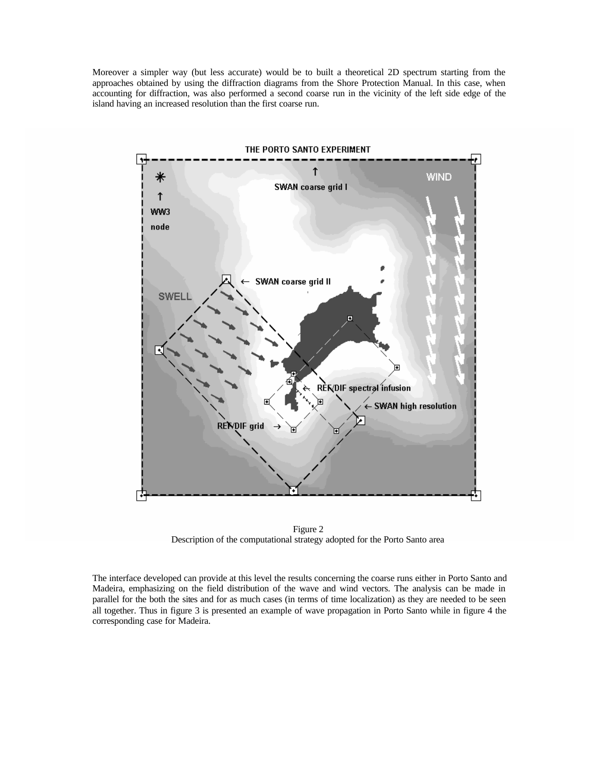Moreover a simpler way (but less accurate) would be to built a theoretical 2D spectrum starting from the approaches obtained by using the diffraction diagrams from the Shore Protection Manual. In this case, when accounting for diffraction, was also performed a second coarse run in the vicinity of the left side edge of the island having an increased resolution than the first coarse run.

Figure 2
Description of the computational strategy adopted for the Porto Santo area

The interface developed can provide at this level the results concerning the coarse runs either in Porto Santo and Madeira, emphasizing on the field distribution of the wave and wind vectors. The analysis can be made in parallel for the both the sites and for as much cases (in terms of time localization) as they are needed to be seen all together. Thus in figure 3 is presented an example of wave propagation in Porto Santo while in figure 4 the corresponding case for Madeira.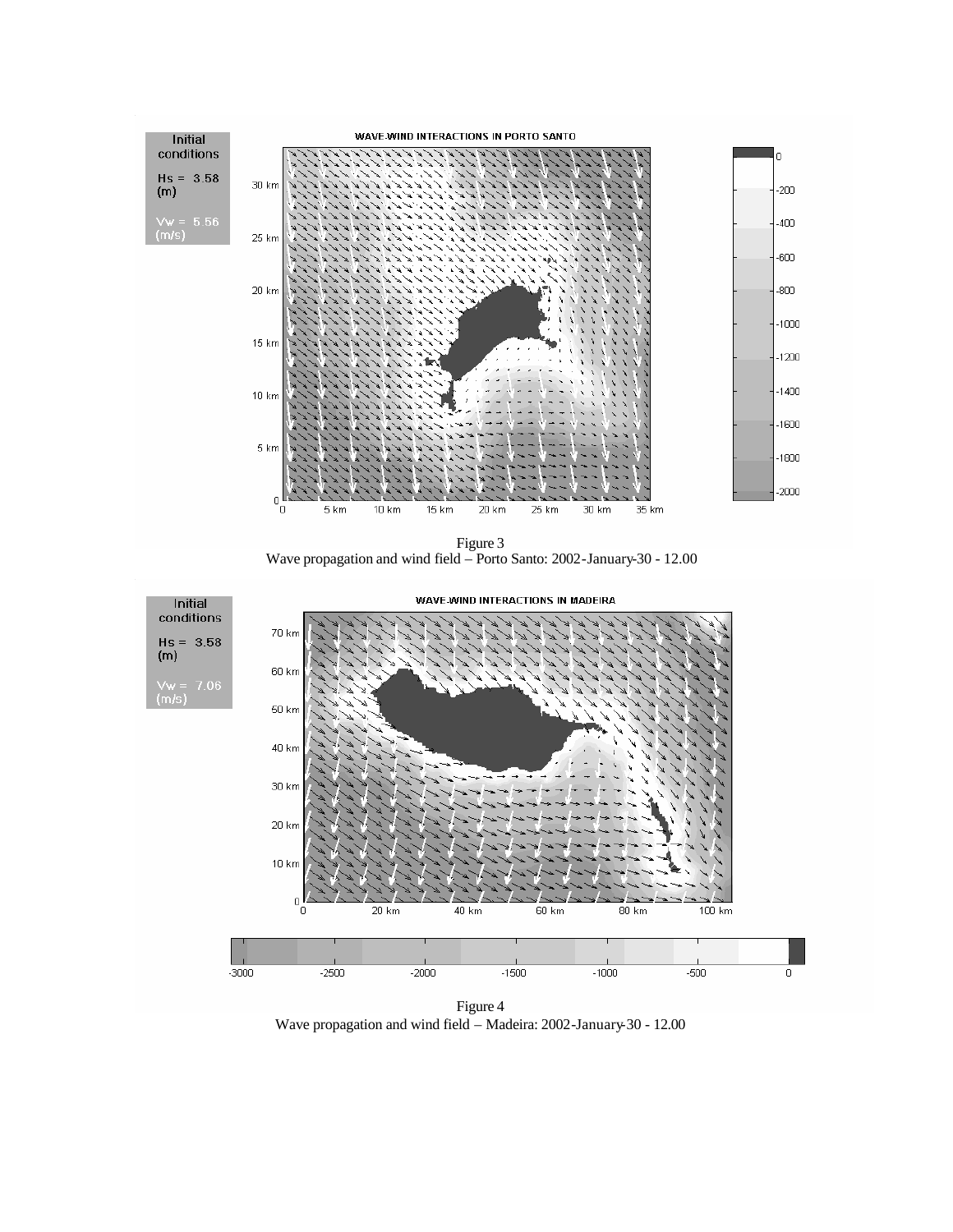Figure 3
Wave propagation and wind field – Porto Santo: 2002-January-30 - 12.00

Figure 4
Wave propagation and wind field – Madeira: 2002-January-30 - 12.00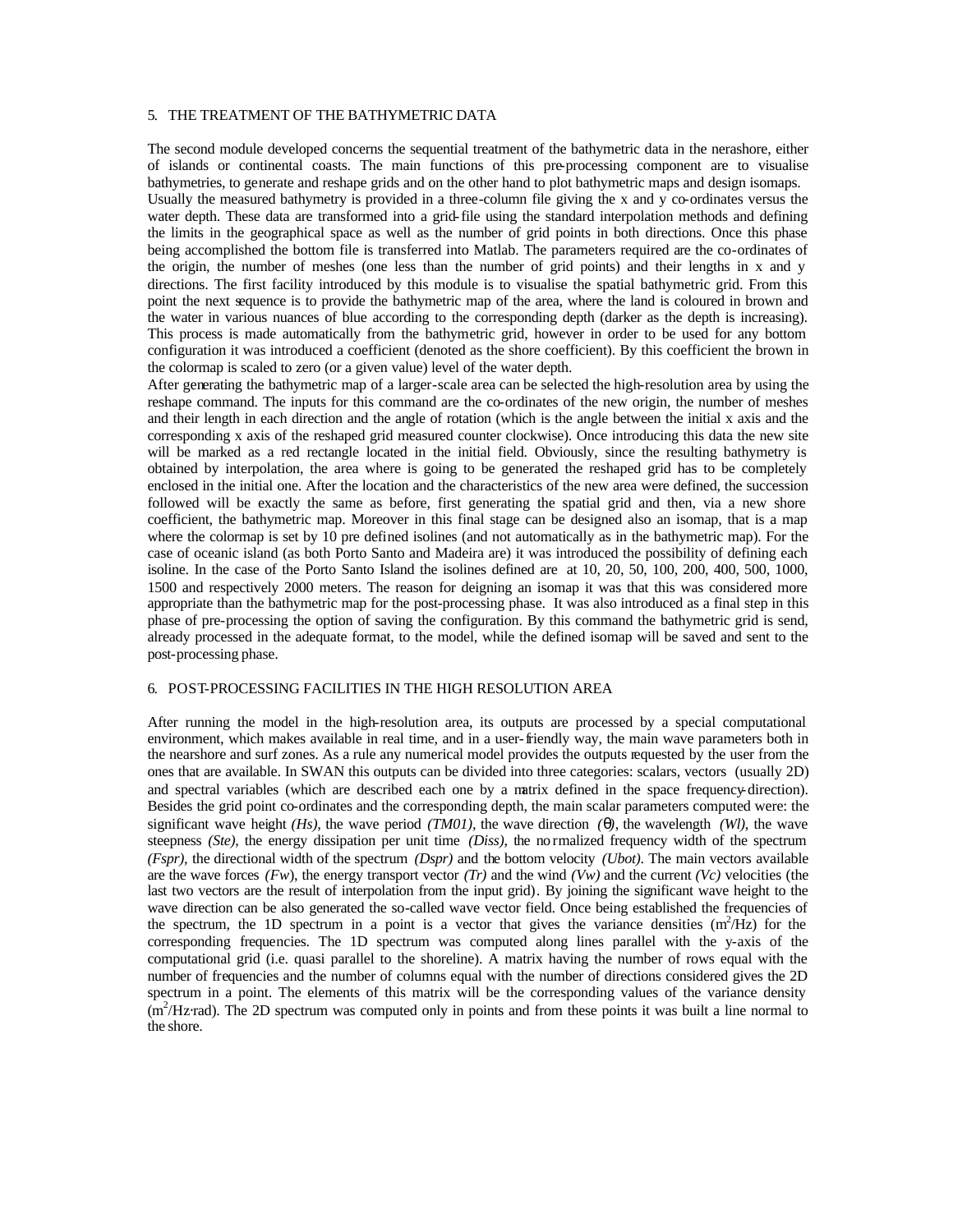## 5. THE TREATMENT OF THE BATHYMETRIC DATA

The second module developed concerns the sequential treatment of the bathymetric data in the nerashore, either of islands or continental coasts. The main functions of this pre-processing component are to visualise bathymetries, to generate and reshape grids and on the other hand to plot bathymetric maps and design isomaps.

Usually the measured bathymetry is provided in a three-column file giving the x and y co-ordinates versus the water depth. These data are transformed into a grid-file using the standard interpolation methods and defining the limits in the geographical space as well as the number of grid points in both directions. Once this phase being accomplished the bottom file is transferred into Matlab. The parameters required are the co-ordinates of the origin, the number of meshes (one less than the number of grid points) and their lengths in x and y directions. The first facility introduced by this module is to visualise the spatial bathymetric grid. From this point the next sequence is to provide the bathymetric map of the area, where the land is coloured in brown and the water in various nuances of blue according to the corresponding depth (darker as the depth is increasing). This process is made automatically from the bathymetric grid, however in order to be used for any bottom configuration it was introduced a coefficient (denoted as the shore coefficient). By this coefficient the brown in the colormap is scaled to zero (or a given value) level of the water depth.

After generating the bathymetric map of a larger-scale area can be selected the high-resolution area by using the reshape command. The inputs for this command are the co-ordinates of the new origin, the number of meshes and their length in each direction and the angle of rotation (which is the angle between the initial x axis and the corresponding x axis of the reshaped grid measured counter clockwise). Once introducing this data the new site will be marked as a red rectangle located in the initial field. Obviously, since the resulting bathymetry is obtained by interpolation, the area where is going to be generated the reshaped grid has to be completely enclosed in the initial one. After the location and the characteristics of the new area were defined, the succession followed will be exactly the same as before, first generating the spatial grid and then, via a new shore coefficient, the bathymetric map. Moreover in this final stage can be designed also an isomap, that is a map where the colormap is set by 10 pre defined isolines (and not automatically as in the bathymetric map). For the case of oceanic island (as both Porto Santo and Madeira are) it was introduced the possibility of defining each isoline. In the case of the Porto Santo Island the isolines defined are at 10, 20, 50, 100, 200, 400, 500, 1000, 1500 and respectively 2000 meters. The reason for deigning an isomap it was that this was considered more appropriate than the bathymetric map for the post-processing phase. It was also introduced as a final step in this phase of pre-processing the option of saving the configuration. By this command the bathymetric grid is send, already processed in the adequate format, to the model, while the defined isomap will be saved and sent to the post-processing phase.

## 6. POST-PROCESSING FACILITIES IN THE HIGH RESOLUTION AREA

After running the model in the high-resolution area, its outputs are processed by a special computational environment, which makes available in real time, and in a user-friendly way, the main wave parameters both in the nearshore and surf zones. As a rule any numerical model provides the outputs requested by the user from the ones that are available. In SWAN this outputs can be divided into three categories: scalars, vectors (usually 2D) and spectral variables (which are described each one by a matrix defined in the space frequency-direction). Besides the grid point co-ordinates and the corresponding depth, the main scalar parameters computed were: the significant wave height *(Hs)*, the wave period *(TM01)*, the wave direction *(θ)*, the wavelength *(Wl)*, the wave steepness *(Ste)*, the energy dissipation per unit time *(Diss)*, the normalized frequency width of the spectrum *(Fspr)*, the directional width of the spectrum *(Dspr)* and the bottom velocity *(Ubot)*. The main vectors available are the wave forces *(Fw)*, the energy transport vector *(Tr)* and the wind *(Vw)* and the current *(Vc)* velocities (the last two vectors are the result of interpolation from the input grid). By joining the significant wave height to the wave direction can be also generated the so-called wave vector field. Once being established the frequencies of the spectrum, the 1D spectrum in a point is a vector that gives the variance densities ($m^2$/Hz) for the corresponding frequencies. The 1D spectrum was computed along lines parallel with the y-axis of the computational grid (i.e. quasi parallel to the shoreline). A matrix having the number of rows equal with the number of frequencies and the number of columns equal with the number of directions considered gives the 2D spectrum in a point. The elements of this matrix will be the corresponding values of the variance density ($m^2$/Hz·rad). The 2D spectrum was computed only in points and from these points it was built a line normal to the shore.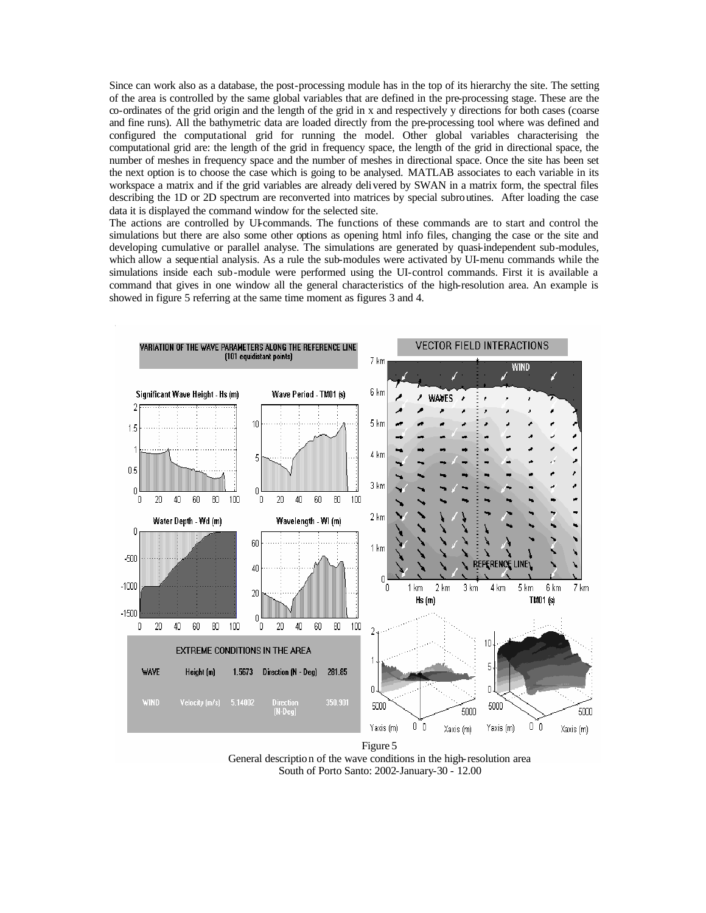Since can work also as a database, the post-processing module has in the top of its hierarchy the site. The setting of the area is controlled by the same global variables that are defined in the pre-processing stage. These are the co-ordinates of the grid origin and the length of the grid in x and respectively y directions for both cases (coarse and fine runs). All the bathymetric data are loaded directly from the pre-processing tool where was defined and configured the computational grid for running the model. Other global variables characterising the computational grid are: the length of the grid in frequency space, the length of the grid in directional space, the number of meshes in frequency space and the number of meshes in directional space. Once the site has been set the next option is to choose the case which is going to be analysed. MATLAB associates to each variable in its workspace a matrix and if the grid variables are already delivered by SWAN in a matrix form, the spectral files describing the 1D or 2D spectrum are reconverted into matrices by special subroutines. After loading the case data it is displayed the command window for the selected site.

The actions are controlled by UI-commands. The functions of these commands are to start and control the simulations but there are also some other options as opening html info files, changing the case or the site and developing cumulative or parallel analyse. The simulations are generated by quasi-independent sub-modules, which allow a sequential analysis. As a rule the sub-modules were activated by UI-menu commands while the simulations inside each sub-module were performed using the UI-control commands. First it is available a command that gives in one window all the general characteristics of the high-resolution area. An example is showed in figure 5 referring at the same time moment as figures 3 and 4.

Figure 5
General description of the wave conditions in the high-resolution area
South of Porto Santo: 2002-January-30 - 12.00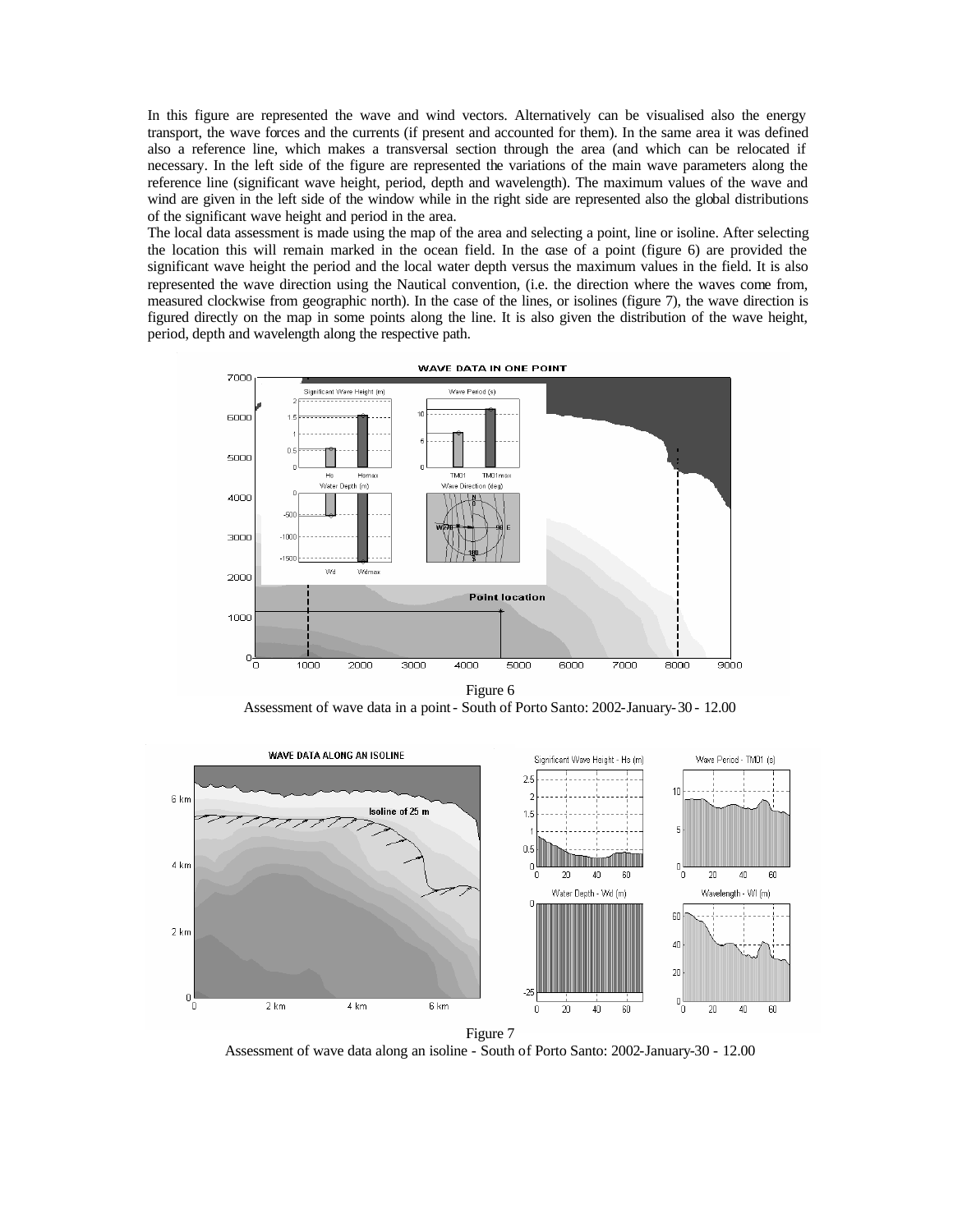In this figure are represented the wave and wind vectors. Alternatively can be visualised also the energy transport, the wave forces and the currents (if present and accounted for them). In the same area it was defined also a reference line, which makes a transversal section through the area (and which can be relocated if necessary. In the left side of the figure are represented the variations of the main wave parameters along the reference line (significant wave height, period, depth and wavelength). The maximum values of the wave and wind are given in the left side of the window while in the right side are represented also the global distributions of the significant wave height and period in the area.

The local data assessment is made using the map of the area and selecting a point, line or isoline. After selecting the location this will remain marked in the ocean field. In the case of a point (figure 6) are provided the significant wave height the period and the local water depth versus the maximum values in the field. It is also represented the wave direction using the Nautical convention, (i.e. the direction where the waves come from, measured clockwise from geographic north). In the case of the lines, or isolines (figure 7), the wave direction is figured directly on the map in some points along the line. It is also given the distribution of the wave height, period, depth and wavelength along the respective path.

Figure 6

Assessment of wave data in a point - South of Porto Santo: 2002-January-30 - 12.00

Figure 7

Assessment of wave data along an isoline - South of Porto Santo: 2002-January-30 - 12.00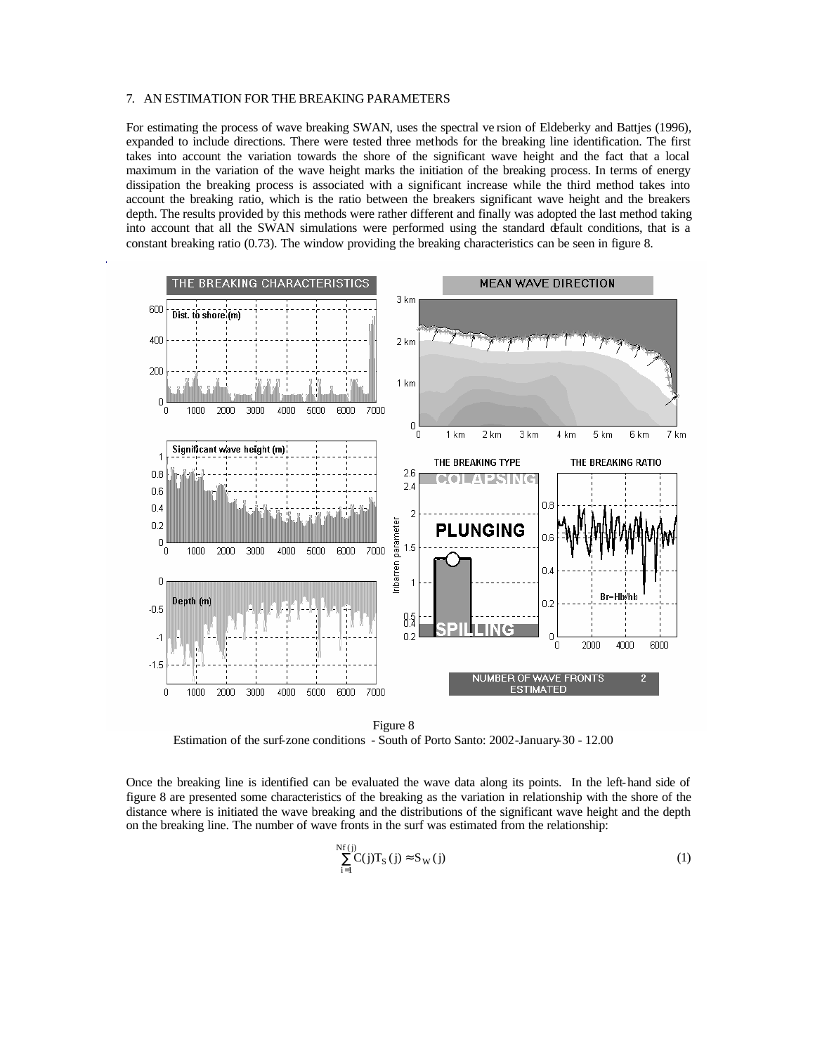## 7. AN ESTIMATION FOR THE BREAKING PARAMETERS

For estimating the process of wave breaking SWAN, uses the spectral version of Eldeberky and Battjes (1996), expanded to include directions. There were tested three methods for the breaking line identification. The first takes into account the variation towards the shore of the significant wave height and the fact that a local maximum in the variation of the wave height marks the initiation of the breaking process. In terms of energy dissipation the breaking process is associated with a significant increase while the third method takes into account the breaking ratio, which is the ratio between the breakers significant wave height and the breakers depth. The results provided by this methods were rather different and finally was adopted the last method taking into account that all the SWAN simulations were performed using the standard default conditions, that is a constant breaking ratio (0.73). The window providing the breaking characteristics can be seen in figure 8.

Figure 8
Estimation of the surf-zone conditions - South of Porto Santo: 2002-January-30 - 12.00

Once the breaking line is identified can be evaluated the wave data along its points. In the left-hand side of figure 8 are presented some characteristics of the breaking as the variation in relationship with the shore of the distance where is initiated the wave breaking and the distributions of the significant wave height and the depth on the breaking line. The number of wave fronts in the surf was estimated from the relationship:

$$\sum_{i=1}^{Nf(j)} C(j)T_S(j) \approx S_W(j) \qquad (1)$$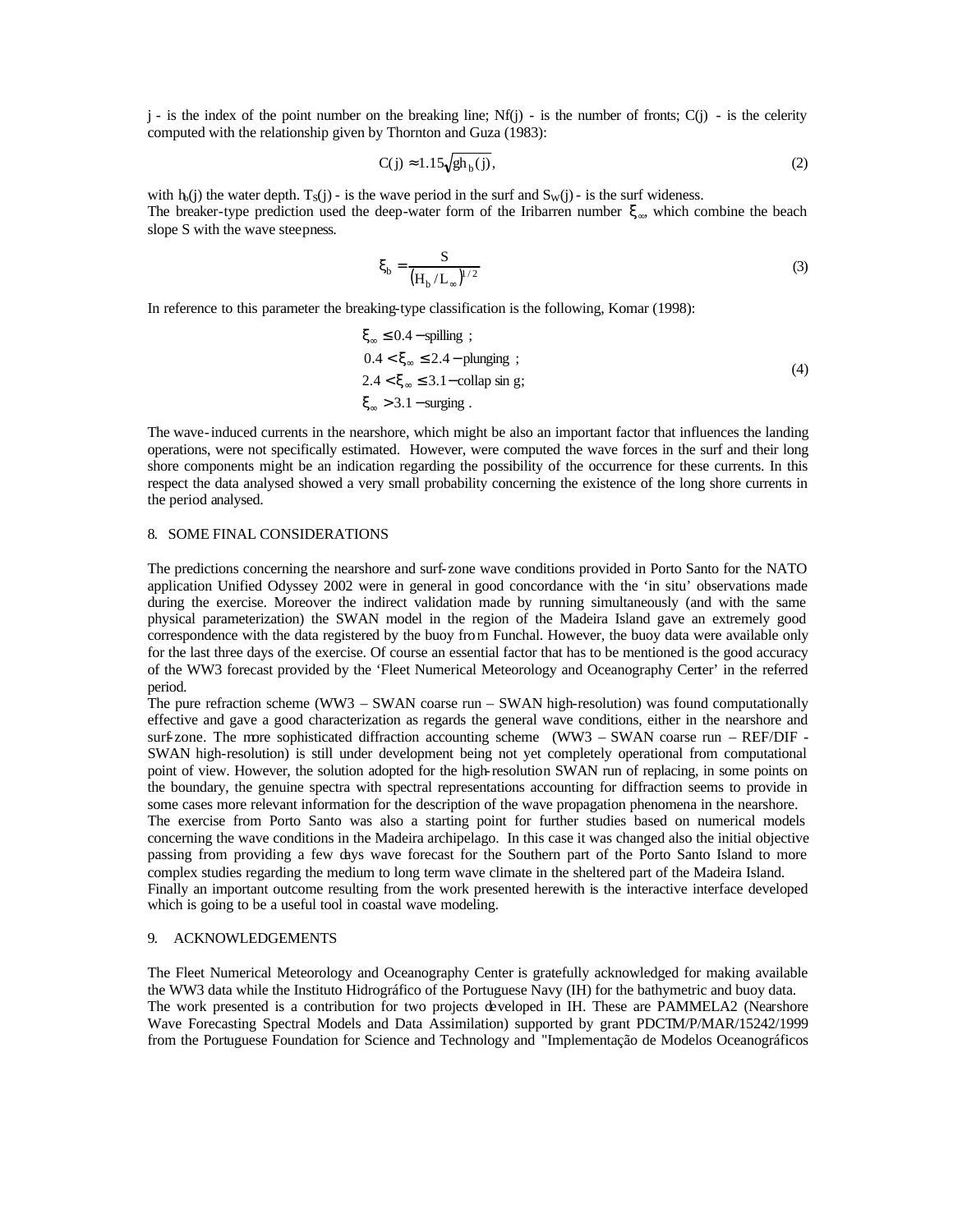j - is the index of the point number on the breaking line; Nf(j) - is the number of fronts; C(j) - is the celerity computed with the relationship given by Thornton and Guza (1983):

$$C(j) \approx 1.15\sqrt{gh_b(j)}, \tag{2}$$

with $h_b(j)$ the water depth. $T_S(j)$ - is the wave period in the surf and $S_W(j)$ - is the surf wideness.
The breaker-type prediction used the deep-water form of the Iribarren number $\xi_\infty$, which combine the beach slope S with the wave steepness.

$$\xi_b = \frac{S}{\left(H_b / L_\infty\right)^{1/2}} \tag{3}$$

In reference to this parameter the breaking-type classification is the following, Komar (1998):

$$\begin{aligned}
&\xi_\infty \le 0.4 - \text{spilling} \; ; \\
&0.4 < \xi_\infty \le 2.4 - \text{plunging} \; ; \\
&2.4 < \xi_\infty \le 3.1 - \text{collap sin g}; \\
&\xi_\infty > 3.1 - \text{surging} \; .
\end{aligned} \tag{4}$$

The wave-induced currents in the nearshore, which might be also an important factor that influences the landing operations, were not specifically estimated. However, were computed the wave forces in the surf and their long shore components might be an indication regarding the possibility of the occurrence for these currents. In this respect the data analysed showed a very small probability concerning the existence of the long shore currents in the period analysed.

## 8. SOME FINAL CONSIDERATIONS

The predictions concerning the nearshore and surf-zone wave conditions provided in Porto Santo for the NATO application Unified Odyssey 2002 were in general in good concordance with the 'in situ' observations made during the exercise. Moreover the indirect validation made by running simultaneously (and with the same physical parameterization) the SWAN model in the region of the Madeira Island gave an extremely good correspondence with the data registered by the buoy from Funchal. However, the buoy data were available only for the last three days of the exercise. Of course an essential factor that has to be mentioned is the good accuracy of the WW3 forecast provided by the 'Fleet Numerical Meteorology and Oceanography Center' in the referred period.
The pure refraction scheme (WW3 – SWAN coarse run – SWAN high-resolution) was found computationally effective and gave a good characterization as regards the general wave conditions, either in the nearshore and surf-zone. The more sophisticated diffraction accounting scheme (WW3 – SWAN coarse run – REF/DIF - SWAN high-resolution) is still under development being not yet completely operational from computational point of view. However, the solution adopted for the high-resolution SWAN run of replacing, in some points on the boundary, the genuine spectra with spectral representations accounting for diffraction seems to provide in some cases more relevant information for the description of the wave propagation phenomena in the nearshore.
The exercise from Porto Santo was also a starting point for further studies based on numerical models concerning the wave conditions in the Madeira archipelago. In this case it was changed also the initial objective passing from providing a few days wave forecast for the Southern part of the Porto Santo Island to more complex studies regarding the medium to long term wave climate in the sheltered part of the Madeira Island.
Finally an important outcome resulting from the work presented herewith is the interactive interface developed which is going to be a useful tool in coastal wave modeling.

## 9. ACKNOWLEDGEMENTS

The Fleet Numerical Meteorology and Oceanography Center is gratefully acknowledged for making available the WW3 data while the Instituto Hidrográfico of the Portuguese Navy (IH) for the bathymetric and buoy data.
The work presented is a contribution for two projects developed in IH. These are PAMMELA2 (Nearshore Wave Forecasting Spectral Models and Data Assimilation) supported by grant PDCTM/P/MAR/15242/1999 from the Portuguese Foundation for Science and Technology and "Implementação de Modelos Oceanográficos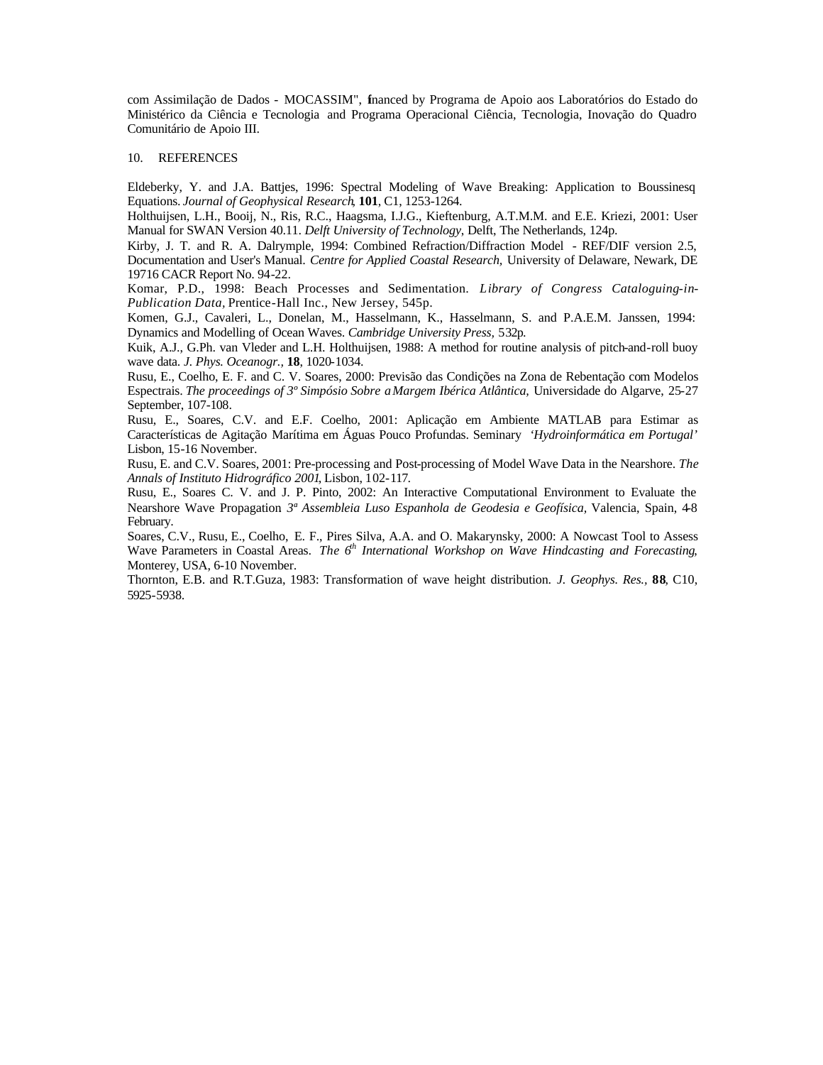com Assimilação de Dados - MOCASSIM", financed by Programa de Apoio aos Laboratórios do Estado do Ministérico da Ciência e Tecnologia and Programa Operacional Ciência, Tecnologia, Inovação do Quadro Comunitário de Apoio III.

## 10. REFERENCES

Eldeberky, Y. and J.A. Battjes, 1996: Spectral Modeling of Wave Breaking: Application to Boussinesq Equations. *Journal of Geophysical Research*, **101**, C1, 1253-1264.

Holthuijsen, L.H., Booij, N., Ris, R.C., Haagsma, I.J.G., Kieftenburg, A.T.M.M. and E.E. Kriezi, 2001: User Manual for SWAN Version 40.11. *Delft University of Technology*, Delft, The Netherlands, 124p.

Kirby, J. T. and R. A. Dalrymple, 1994: Combined Refraction/Diffraction Model - REF/DIF version 2.5, Documentation and User's Manual. *Centre for Applied Coastal Research*, University of Delaware, Newark, DE 19716 CACR Report No. 94-22.

Komar, P.D., 1998: Beach Processes and Sedimentation. *Library of Congress Cataloguing-in-Publication Data*, Prentice-Hall Inc., New Jersey, 545p.

Komen, G.J., Cavaleri, L., Donelan, M., Hasselmann, K., Hasselmann, S. and P.A.E.M. Janssen, 1994: Dynamics and Modelling of Ocean Waves. *Cambridge University Press*, 532p.

Kuik, A.J., G.Ph. van Vleder and L.H. Holthuijsen, 1988: A method for routine analysis of pitch-and-roll buoy wave data. *J. Phys. Oceanogr.*, **18**, 1020-1034.

Rusu, E., Coelho, E. F. and C. V. Soares, 2000: Previsão das Condições na Zona de Rebentação com Modelos Espectrais. *The proceedings of 3º Simpósio Sobre a Margem Ibérica Atlântica*, Universidade do Algarve, 25-27 September, 107-108.

Rusu, E., Soares, C.V. and E.F. Coelho, 2001: Aplicação em Ambiente MATLAB para Estimar as Características de Agitação Marítima em Águas Pouco Profundas. Seminary *'Hydroinformática em Portugal'* Lisbon, 15-16 November.

Rusu, E. and C.V. Soares, 2001: Pre-processing and Post-processing of Model Wave Data in the Nearshore. *The Annals of Instituto Hidrográfico 2001*, Lisbon, 102-117.

Rusu, E., Soares C. V. and J. P. Pinto, 2002: An Interactive Computational Environment to Evaluate the Nearshore Wave Propagation *3ª Assembleia Luso Espanhola de Geodesia e Geofísica*, Valencia, Spain, 4-8 February.

Soares, C.V., Rusu, E., Coelho, E. F., Pires Silva, A.A. and O. Makarynsky, 2000: A Nowcast Tool to Assess Wave Parameters in Coastal Areas. *The 6th International Workshop on Wave Hindcasting and Forecasting*, Monterey, USA, 6-10 November.

Thornton, E.B. and R.T.Guza, 1983: Transformation of wave height distribution. *J. Geophys. Res.*, **88**, C10, 5925-5938.